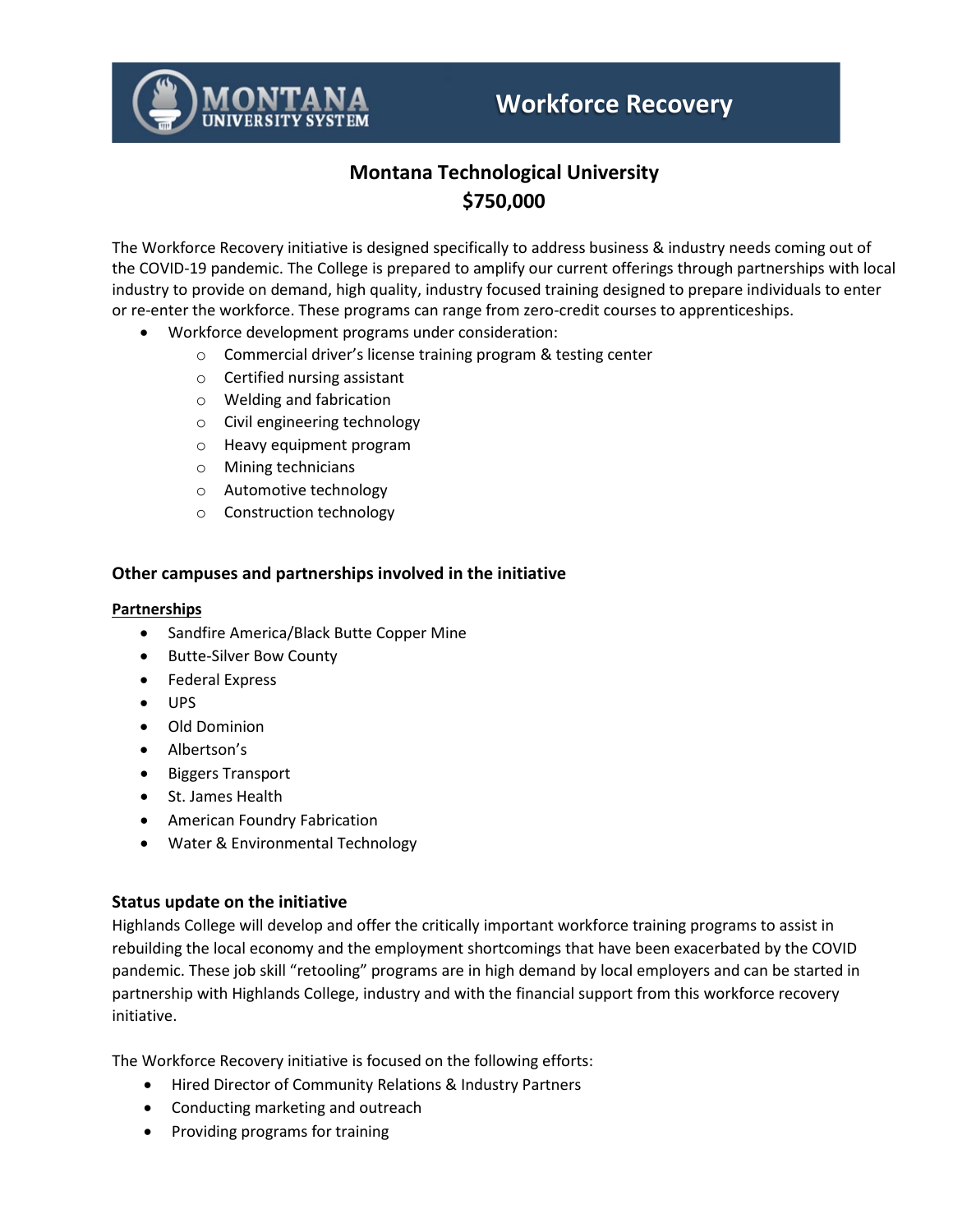# Workforce Recovery

## Montana Technological University
## $750,000

The Workforce Recovery initiative is designed specifically to address business & industry needs coming out of the COVID-19 pandemic. The College is prepared to amplify our current offerings through partnerships with local industry to provide on demand, high quality, industry focused training designed to prepare individuals to enter or re-enter the workforce. These programs can range from zero-credit courses to apprenticeships.

- Workforce development programs under consideration:
  - Commercial driver's license training program & testing center
  - Certified nursing assistant
  - Welding and fabrication
  - Civil engineering technology
  - Heavy equipment program
  - Mining technicians
  - Automotive technology
  - Construction technology

### Other campuses and partnerships involved in the initiative

**Partnerships**

- Sandfire America/Black Butte Copper Mine
- Butte-Silver Bow County
- Federal Express
- UPS
- Old Dominion
- Albertson's
- Biggers Transport
- St. James Health
- American Foundry Fabrication
- Water & Environmental Technology

### Status update on the initiative

Highlands College will develop and offer the critically important workforce training programs to assist in rebuilding the local economy and the employment shortcomings that have been exacerbated by the COVID pandemic. These job skill "retooling" programs are in high demand by local employers and can be started in partnership with Highlands College, industry and with the financial support from this workforce recovery initiative.

The Workforce Recovery initiative is focused on the following efforts:

- Hired Director of Community Relations & Industry Partners
- Conducting marketing and outreach
- Providing programs for training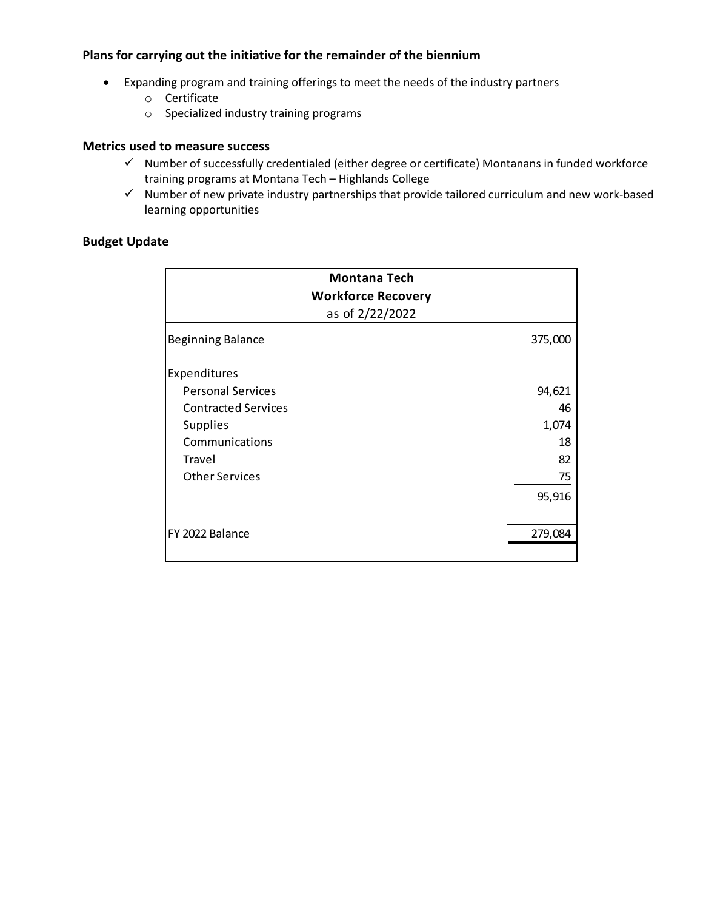### Plans for carrying out the initiative for the remainder of the biennium

- Expanding program and training offerings to meet the needs of the industry partners
    - Certificate
    - Specialized industry training programs

### Metrics used to measure success

- ✓ Number of successfully credentialed (either degree or certificate) Montanans in funded workforce training programs at Montana Tech – Highlands College
- ✓ Number of new private industry partnerships that provide tailored curriculum and new work-based learning opportunities

### Budget Update

| **Montana Tech**<br>**Workforce Recovery**<br>as of 2/22/2022 | |
|---|---|
| Beginning Balance | 375,000 |
| Expenditures | |
| Personal Services | 94,621 |
| Contracted Services | 46 |
| Supplies | 1,074 |
| Communications | 18 |
| Travel | 82 |
| Other Services | 75 |
| | 95,916 |
| FY 2022 Balance | 279,084 |